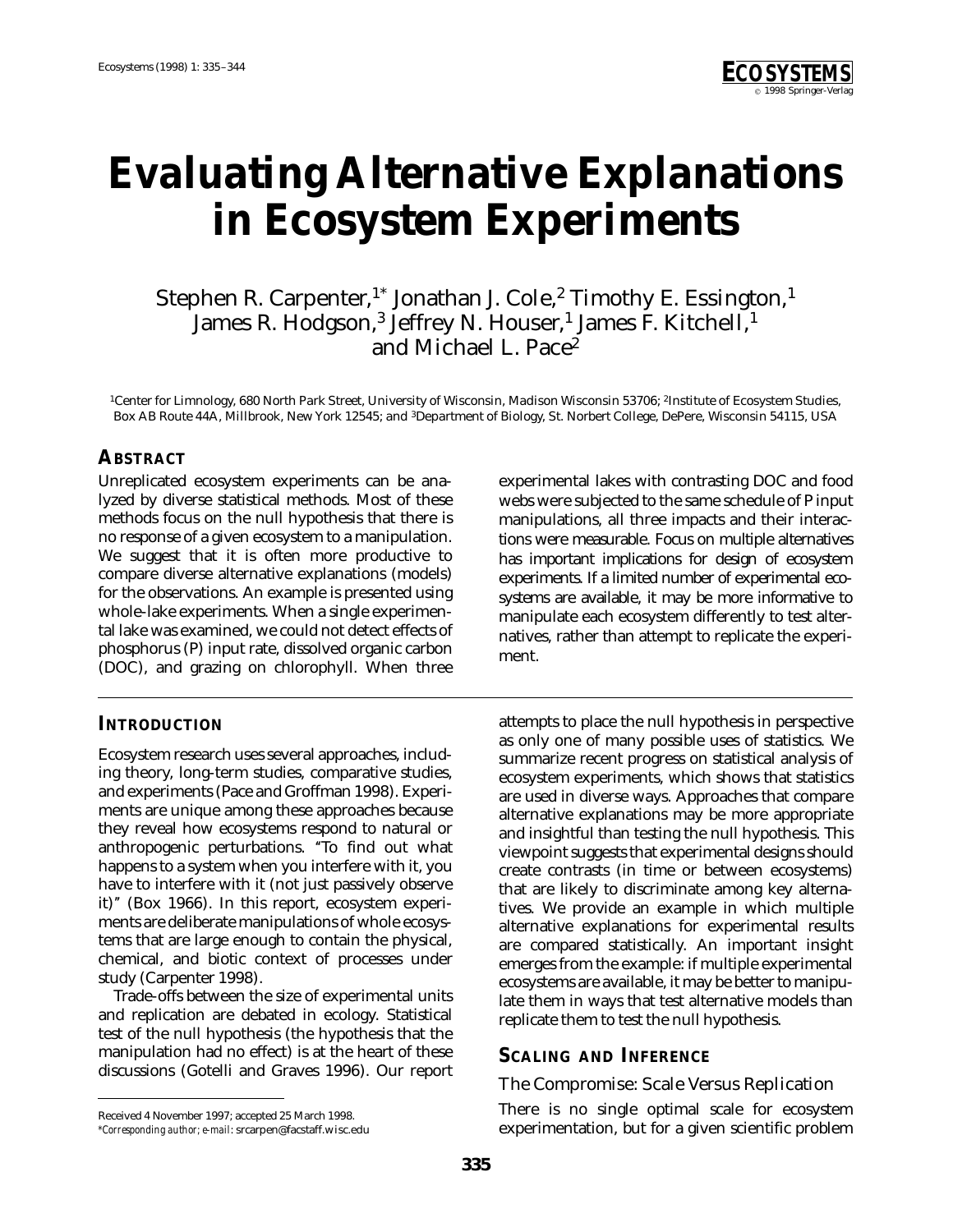# Evaluating Alternative Explanations in Ecosystem Experiments

Stephen R. Carpenter,[1*] Jonathan J. Cole,[2] Timothy E. Essington,[1] James R. Hodgson,[3] Jeffrey N. Houser,[1] James F. Kitchell,[1] and Michael L. Pace[2]

[1]Center for Limnology, 680 North Park Street, University of Wisconsin, Madison Wisconsin 53706; [2]Institute of Ecosystem Studies, Box AB Route 44A, Millbrook, New York 12545; and [3]Department of Biology, St. Norbert College, DePere, Wisconsin 54115, USA

## ABSTRACT

Unreplicated ecosystem experiments can be analyzed by diverse statistical methods. Most of these methods focus on the null hypothesis that there is no response of a given ecosystem to a manipulation. We suggest that it is often more productive to compare diverse alternative explanations (models) for the observations. An example is presented using whole-lake experiments. When a single experimental lake was examined, we could not detect effects of phosphorus (P) input rate, dissolved organic carbon (DOC), and grazing on chlorophyll. When three experimental lakes with contrasting DOC and food webs were subjected to the same schedule of P input manipulations, all three impacts and their interactions were measurable. Focus on multiple alternatives has important implications for design of ecosystem experiments. If a limited number of experimental ecosystems are available, it may be more informative to manipulate each ecosystem differently to test alternatives, rather than attempt to replicate the experiment.

## INTRODUCTION

Ecosystem research uses several approaches, including theory, long-term studies, comparative studies, and experiments (Pace and Groffman 1998). Experiments are unique among these approaches because they reveal how ecosystems respond to natural or anthropogenic perturbations. "To find out what happens to a system when you interfere with it, you have to interfere with it (not just passively observe it)" (Box 1966). In this report, ecosystem experiments are deliberate manipulations of whole ecosystems that are large enough to contain the physical, chemical, and biotic context of processes under study (Carpenter 1998).

Trade-offs between the size of experimental units and replication are debated in ecology. Statistical test of the null hypothesis (the hypothesis that the manipulation had no effect) is at the heart of these discussions (Gotelli and Graves 1996). Our report attempts to place the null hypothesis in perspective as only one of many possible uses of statistics. We summarize recent progress on statistical analysis of ecosystem experiments, which shows that statistics are used in diverse ways. Approaches that compare alternative explanations may be more appropriate and insightful than testing the null hypothesis. This viewpoint suggests that experimental designs should create contrasts (in time or between ecosystems) that are likely to discriminate among key alternatives. We provide an example in which multiple alternative explanations for experimental results are compared statistically. An important insight emerges from the example: if multiple experimental ecosystems are available, it may be better to manipulate them in ways that test alternative models than replicate them to test the null hypothesis.

## SCALING AND INFERENCE

### The Compromise: Scale Versus Replication

There is no single optimal scale for ecosystem experimentation, but for a given scientific problem

Received 4 November 1997; accepted 25 March 1998.
*Corresponding author; e-mail: srcarpen@facstaff.wisc.edu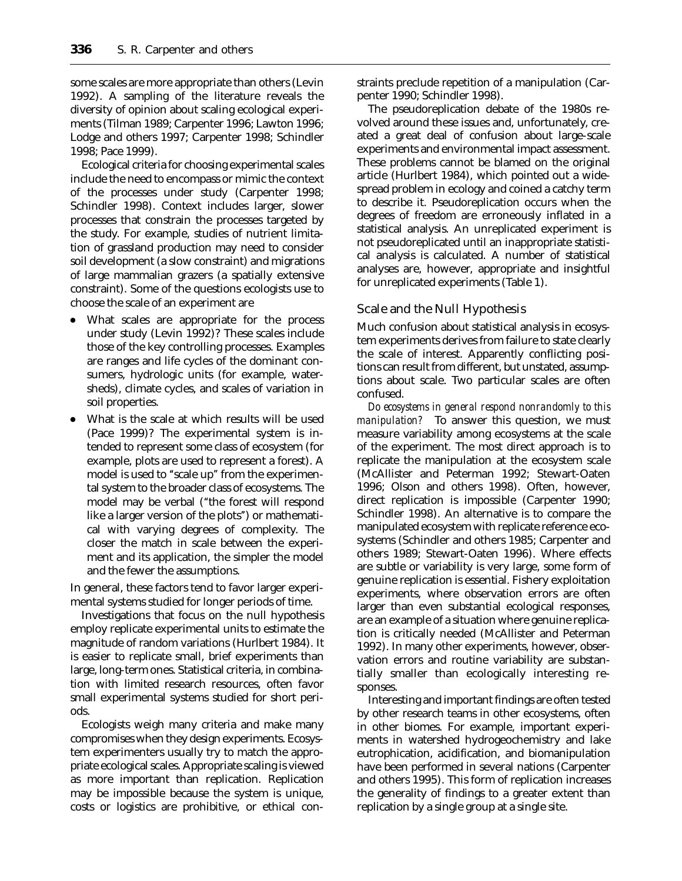some scales are more appropriate than others (Levin 1992). A sampling of the literature reveals the diversity of opinion about scaling ecological experiments (Tilman 1989; Carpenter 1996; Lawton 1996; Lodge and others 1997; Carpenter 1998; Schindler 1998; Pace 1999).

Ecological criteria for choosing experimental scales include the need to encompass or mimic the context of the processes under study (Carpenter 1998; Schindler 1998). Context includes larger, slower processes that constrain the processes targeted by the study. For example, studies of nutrient limitation of grassland production may need to consider soil development (a slow constraint) and migrations of large mammalian grazers (a spatially extensive constraint). Some of the questions ecologists use to choose the scale of an experiment are

- What scales are appropriate for the process under study (Levin 1992)? These scales include those of the key controlling processes. Examples are ranges and life cycles of the dominant consumers, hydrologic units (for example, watersheds), climate cycles, and scales of variation in soil properties.
- What is the scale at which results will be used (Pace 1999)? The experimental system is intended to represent some class of ecosystem (for example, plots are used to represent a forest). A model is used to "scale up" from the experimental system to the broader class of ecosystems. The model may be verbal ("the forest will respond like a larger version of the plots") or mathematical with varying degrees of complexity. The closer the match in scale between the experiment and its application, the simpler the model and the fewer the assumptions.

In general, these factors tend to favor larger experimental systems studied for longer periods of time.

Investigations that focus on the null hypothesis employ replicate experimental units to estimate the magnitude of random variations (Hurlbert 1984). It is easier to replicate small, brief experiments than large, long-term ones. Statistical criteria, in combination with limited research resources, often favor small experimental systems studied for short periods.

Ecologists weigh many criteria and make many compromises when they design experiments. Ecosystem experimenters usually try to match the appropriate ecological scales. Appropriate scaling is viewed as more important than replication. Replication may be impossible because the system is unique, costs or logistics are prohibitive, or ethical constraints preclude repetition of a manipulation (Carpenter 1990; Schindler 1998).

The pseudoreplication debate of the 1980s revolved around these issues and, unfortunately, created a great deal of confusion about large-scale experiments and environmental impact assessment. These problems cannot be blamed on the original article (Hurlbert 1984), which pointed out a widespread problem in ecology and coined a catchy term to describe it. Pseudoreplication occurs when the degrees of freedom are erroneously inflated in a statistical analysis. An unreplicated experiment is not pseudoreplicated until an inappropriate statistical analysis is calculated. A number of statistical analyses are, however, appropriate and insightful for unreplicated experiments (Table 1).

## Scale and the Null Hypothesis

Much confusion about statistical analysis in ecosystem experiments derives from failure to state clearly the scale of interest. Apparently conflicting positions can result from different, but unstated, assumptions about scale. Two particular scales are often confused.

*Do ecosystems in general respond nonrandomly to this manipulation?* To answer this question, we must measure variability among ecosystems at the scale of the experiment. The most direct approach is to replicate the manipulation at the ecosystem scale (McAllister and Peterman 1992; Stewart-Oaten 1996; Olson and others 1998). Often, however, direct replication is impossible (Carpenter 1990; Schindler 1998). An alternative is to compare the manipulated ecosystem with replicate reference ecosystems (Schindler and others 1985; Carpenter and others 1989; Stewart-Oaten 1996). Where effects are subtle or variability is very large, some form of genuine replication is essential. Fishery exploitation experiments, where observation errors are often larger than even substantial ecological responses, are an example of a situation where genuine replication is critically needed (McAllister and Peterman 1992). In many other experiments, however, observation errors and routine variability are substantially smaller than ecologically interesting responses.

Interesting and important findings are often tested by other research teams in other ecosystems, often in other biomes. For example, important experiments in watershed hydrogeochemistry and lake eutrophication, acidification, and biomanipulation have been performed in several nations (Carpenter and others 1995). This form of replication increases the generality of findings to a greater extent than replication by a single group at a single site.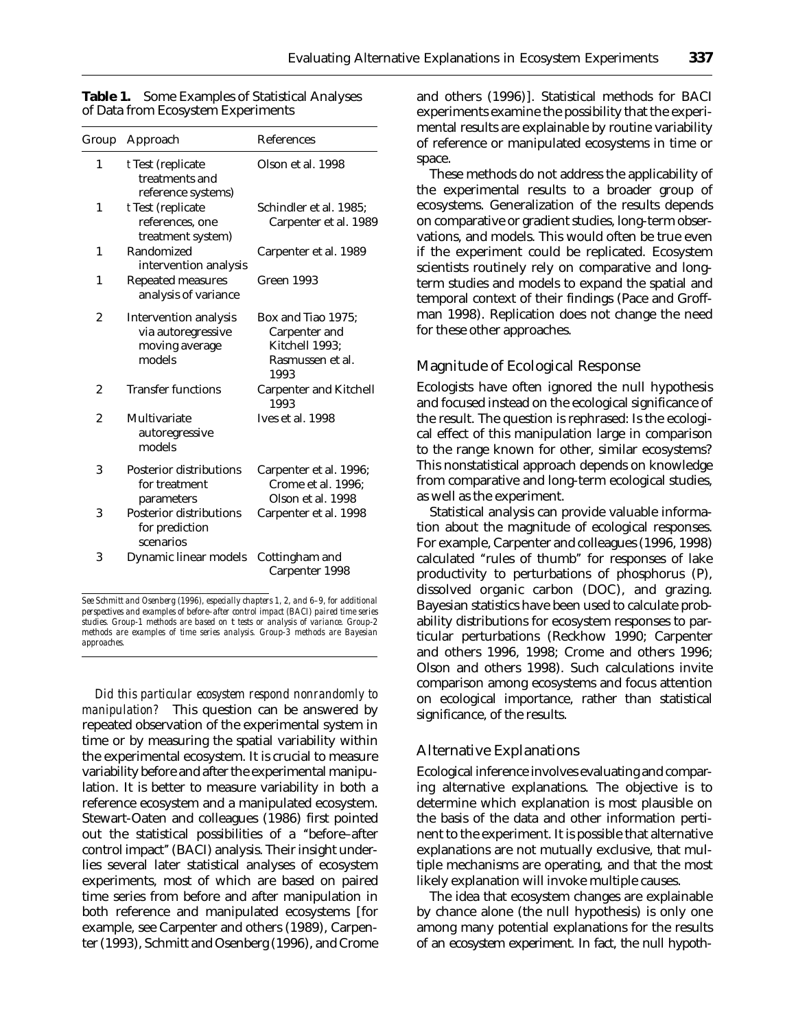**Table 1.** Some Examples of Statistical Analyses of Data from Ecosystem Experiments

| Group | Approach | References |
|---|---|---|
| 1 | *t* Test (replicate treatments and reference systems) | Olson et al. 1998 |
| 1 | *t* Test (replicate references, one treatment system) | Schindler et al. 1985; Carpenter et al. 1989 |
| 1 | Randomized intervention analysis | Carpenter et al. 1989 |
| 1 | Repeated measures analysis of variance | Green 1993 |
| 2 | Intervention analysis via autoregressive moving average models | Box and Tiao 1975; Carpenter and Kitchell 1993; Rasmussen et al. 1993 |
| 2 | Transfer functions | Carpenter and Kitchell 1993 |
| 2 | Multivariate autoregressive models | Ives et al. 1998 |
| 3 | Posterior distributions for treatment parameters | Carpenter et al. 1996; Crome et al. 1996; Olson et al. 1998 |
| 3 | Posterior distributions for prediction scenarios | Carpenter et al. 1998 |
| 3 | Dynamic linear models | Cottingham and Carpenter 1998 |

*See Schmitt and Osenberg (1996), especially chapters 1, 2, and 6–9, for additional perspectives and examples of before–after control impact (BACI) paired time series studies. Group-1 methods are based on* t *tests or analysis of variance. Group-2 methods are examples of time series analysis. Group-3 methods are Bayesian approaches.*

*Did this particular ecosystem respond nonrandomly to manipulation?* This question can be answered by repeated observation of the experimental system in time or by measuring the spatial variability within the experimental ecosystem. It is crucial to measure variability before and after the experimental manipulation. It is better to measure variability in both a reference ecosystem and a manipulated ecosystem. Stewart-Oaten and colleagues (1986) first pointed out the statistical possibilities of a "before–after control impact" (BACI) analysis. Their insight underlies several later statistical analyses of ecosystem experiments, most of which are based on paired time series from before and after manipulation in both reference and manipulated ecosystems [for example, see Carpenter and others (1989), Carpenter (1993), Schmitt and Osenberg (1996), and Crome and others (1996)]. Statistical methods for BACI experiments examine the possibility that the experimental results are explainable by routine variability of reference or manipulated ecosystems in time or space.

These methods do not address the applicability of the experimental results to a broader group of ecosystems. Generalization of the results depends on comparative or gradient studies, long-term observations, and models. This would often be true even if the experiment could be replicated. Ecosystem scientists routinely rely on comparative and long-term studies and models to expand the spatial and temporal context of their findings (Pace and Groffman 1998). Replication does not change the need for these other approaches.

## Magnitude of Ecological Response

Ecologists have often ignored the null hypothesis and focused instead on the ecological significance of the result. The question is rephrased: Is the ecological effect of this manipulation large in comparison to the range known for other, similar ecosystems? This nonstatistical approach depends on knowledge from comparative and long-term ecological studies, as well as the experiment.

Statistical analysis can provide valuable information about the magnitude of ecological responses. For example, Carpenter and colleagues (1996, 1998) calculated "rules of thumb" for responses of lake productivity to perturbations of phosphorus (P), dissolved organic carbon (DOC), and grazing. Bayesian statistics have been used to calculate probability distributions for ecosystem responses to particular perturbations (Reckhow 1990; Carpenter and others 1996, 1998; Crome and others 1996; Olson and others 1998). Such calculations invite comparison among ecosystems and focus attention on ecological importance, rather than statistical significance, of the results.

## Alternative Explanations

Ecological inference involves evaluating and comparing alternative explanations. The objective is to determine which explanation is most plausible on the basis of the data and other information pertinent to the experiment. It is possible that alternative explanations are not mutually exclusive, that multiple mechanisms are operating, and that the most likely explanation will invoke multiple causes.

The idea that ecosystem changes are explainable by chance alone (the null hypothesis) is only one among many potential explanations for the results of an ecosystem experiment. In fact, the null hypoth-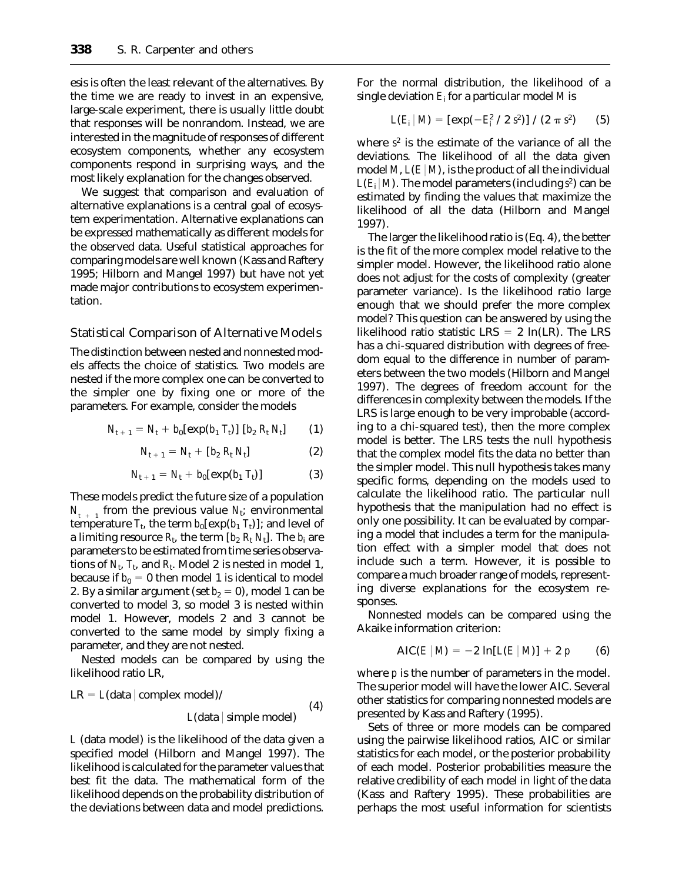esis is often the least relevant of the alternatives. By the time we are ready to invest in an expensive, large-scale experiment, there is usually little doubt that responses will be nonrandom. Instead, we are interested in the magnitude of responses of different ecosystem components, whether any ecosystem components respond in surprising ways, and the most likely explanation for the changes observed.

We suggest that comparison and evaluation of alternative explanations is a central goal of ecosystem experimentation. Alternative explanations can be expressed mathematically as different models for the observed data. Useful statistical approaches for comparing models are well known (Kass and Raftery 1995; Hilborn and Mangel 1997) but have not yet made major contributions to ecosystem experimentation.

## Statistical Comparison of Alternative Models

The distinction between nested and nonnested models affects the choice of statistics. Two models are nested if the more complex one can be converted to the simpler one by fixing one or more of the parameters. For example, consider the models

$$N_{t+1} = N_t + b_0[\exp(b_1 T_t)]\,[b_2 R_t N_t] \qquad (1)$$

$$N_{t+1} = N_t + [b_2 R_t N_t] \qquad (2)$$

$$N_{t+1} = N_t + b_0[\exp(b_1 T_t)] \qquad (3)$$

These models predict the future size of a population $N_{t+1}$ from the previous value $N_t$; environmental temperature $T_t$, the term $b_0[\exp(b_1 T_t)]$; and level of a limiting resource $R_t$, the term $[b_2 R_t N_t]$. The $b_i$ are parameters to be estimated from time series observations of $N_t$, $T_t$, and $R_t$. Model 2 is nested in model 1, because if $b_0 = 0$ then model 1 is identical to model 2. By a similar argument (set $b_2 = 0$), model 1 can be converted to model 3, so model 3 is nested within model 1. However, models 2 and 3 cannot be converted to the same model by simply fixing a parameter, and they are not nested.

Nested models can be compared by using the likelihood ratio LR,

$$\text{LR} = L(\text{data} \mid \text{complex model}) / L(\text{data} \mid \text{simple model}) \qquad (4)$$

$L$ (data model) is the likelihood of the data given a specified model (Hilborn and Mangel 1997). The likelihood is calculated for the parameter values that best fit the data. The mathematical form of the likelihood depends on the probability distribution of the deviations between data and model predictions. For the normal distribution, the likelihood of a single deviation $E_i$ for a particular model $M$ is

$$L(E_i \mid M) = [\exp(-E_i^2 / 2s^2)] / (2\pi s^2) \qquad (5)$$

where $s^2$ is the estimate of the variance of all the deviations. The likelihood of all the data given model $M$, $L(E \mid M)$, is the product of all the individual $L(E_i \mid M)$. The model parameters (including $s^2$) can be estimated by finding the values that maximize the likelihood of all the data (Hilborn and Mangel 1997).

The larger the likelihood ratio is (Eq. 4), the better is the fit of the more complex model relative to the simpler model. However, the likelihood ratio alone does not adjust for the costs of complexity (greater parameter variance). Is the likelihood ratio large enough that we should prefer the more complex model? This question can be answered by using the likelihood ratio statistic LRS $= 2\ln(\text{LR})$. The LRS has a chi-squared distribution with degrees of freedom equal to the difference in number of parameters between the two models (Hilborn and Mangel 1997). The degrees of freedom account for the differences in complexity between the models. If the LRS is large enough to be very improbable (according to a chi-squared test), then the more complex model is better. The LRS tests the null hypothesis that the complex model fits the data no better than the simpler model. This null hypothesis takes many specific forms, depending on the models used to calculate the likelihood ratio. The particular null hypothesis that the manipulation had no effect is only one possibility. It can be evaluated by comparing a model that includes a term for the manipulation effect with a simpler model that does not include such a term. However, it is possible to compare a much broader range of models, representing diverse explanations for the ecosystem responses.

Nonnested models can be compared using the Akaike information criterion:

$$\text{AIC}(E \mid M) = -2\ln[L(E \mid M)] + 2p \qquad (6)$$

where $p$ is the number of parameters in the model. The superior model will have the lower AIC. Several other statistics for comparing nonnested models are presented by Kass and Raftery (1995).

Sets of three or more models can be compared using the pairwise likelihood ratios, AIC or similar statistics for each model, or the posterior probability of each model. Posterior probabilities measure the relative credibility of each model in light of the data (Kass and Raftery 1995). These probabilities are perhaps the most useful information for scientists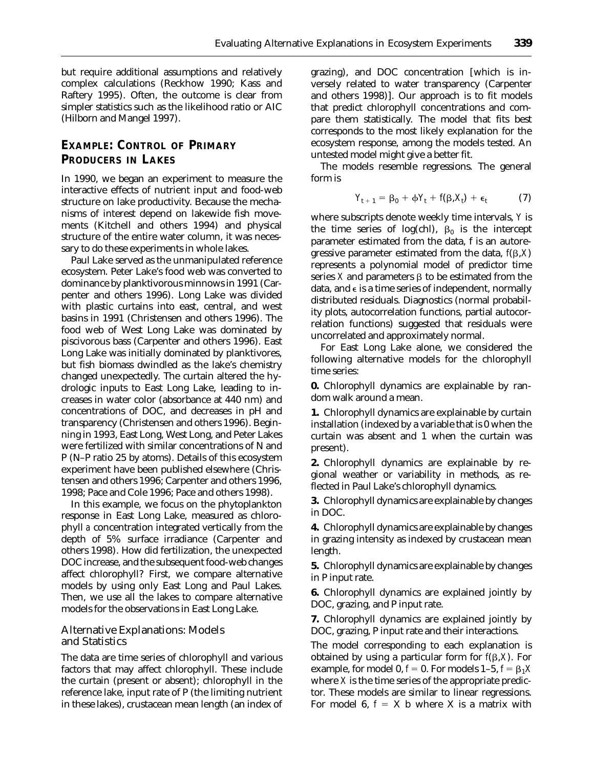but require additional assumptions and relatively complex calculations (Reckhow 1990; Kass and Raftery 1995). Often, the outcome is clear from simpler statistics such as the likelihood ratio or AIC (Hilborn and Mangel 1997).

## Example: Control of Primary Producers in Lakes

In 1990, we began an experiment to measure the interactive effects of nutrient input and food-web structure on lake productivity. Because the mechanisms of interest depend on lakewide fish movements (Kitchell and others 1994) and physical structure of the entire water column, it was necessary to do these experiments in whole lakes.

Paul Lake served as the unmanipulated reference ecosystem. Peter Lake's food web was converted to dominance by planktivorous minnows in 1991 (Carpenter and others 1996). Long Lake was divided with plastic curtains into east, central, and west basins in 1991 (Christensen and others 1996). The food web of West Long Lake was dominated by piscivorous bass (Carpenter and others 1996). East Long Lake was initially dominated by planktivores, but fish biomass dwindled as the lake's chemistry changed unexpectedly. The curtain altered the hydrologic inputs to East Long Lake, leading to increases in water color (absorbance at 440 nm) and concentrations of DOC, and decreases in pH and transparency (Christensen and others 1996). Beginning in 1993, East Long, West Long, and Peter Lakes were fertilized with similar concentrations of N and P (N–P ratio 25 by atoms). Details of this ecosystem experiment have been published elsewhere (Christensen and others 1996; Carpenter and others 1996, 1998; Pace and Cole 1996; Pace and others 1998).

In this example, we focus on the phytoplankton response in East Long Lake, measured as chlorophyll *a* concentration integrated vertically from the depth of 5% surface irradiance (Carpenter and others 1998). How did fertilization, the unexpected DOC increase, and the subsequent food-web changes affect chlorophyll? First, we compare alternative models by using only East Long and Paul Lakes. Then, we use all the lakes to compare alternative models for the observations in East Long Lake.

### Alternative Explanations: Models and Statistics

The data are time series of chlorophyll and various factors that may affect chlorophyll. These include the curtain (present or absent); chlorophyll in the reference lake, input rate of P (the limiting nutrient in these lakes), crustacean mean length (an index of grazing), and DOC concentration [which is inversely related to water transparency (Carpenter and others 1998)]. Our approach is to fit models that predict chlorophyll concentrations and compare them statistically. The model that fits best corresponds to the most likely explanation for the ecosystem response, among the models tested. An untested model might give a better fit.

The models resemble regressions. The general form is

$$Y_{t+1} = \beta_0 + \phi Y_t + f(\beta, X_t) + \epsilon_t \qquad (7)$$

where subscripts denote weekly time intervals, $Y$ is the time series of log(chl), $\beta_0$ is the intercept parameter estimated from the data, f is an autoregressive parameter estimated from the data, $f(\beta, X)$ represents a polynomial model of predictor time series $X$ and parameters $\beta$ to be estimated from the data, and $\epsilon$ is a time series of independent, normally distributed residuals. Diagnostics (normal probability plots, autocorrelation functions, partial autocorrelation functions) suggested that residuals were uncorrelated and approximately normal.

For East Long Lake alone, we considered the following alternative models for the chlorophyll time series:

**0.** Chlorophyll dynamics are explainable by random walk around a mean.

**1.** Chlorophyll dynamics are explainable by curtain installation (indexed by a variable that is 0 when the curtain was absent and 1 when the curtain was present).

**2.** Chlorophyll dynamics are explainable by regional weather or variability in methods, as reflected in Paul Lake's chlorophyll dynamics.

**3.** Chlorophyll dynamics are explainable by changes in DOC.

**4.** Chlorophyll dynamics are explainable by changes in grazing intensity as indexed by crustacean mean length.

**5.** Chlorophyll dynamics are explainable by changes in P input rate.

**6.** Chlorophyll dynamics are explained jointly by DOC, grazing, and P input rate.

**7.** Chlorophyll dynamics are explained jointly by DOC, grazing, P input rate and their interactions.

The model corresponding to each explanation is obtained by using a particular form for $f(\beta, X)$. For example, for model 0, $f = 0$. For models 1–5, $f = \beta_1 X$ where $X$ is the time series of the appropriate predictor. These models are similar to linear regressions. For model 6, $f = X\ b$ where X is a matrix with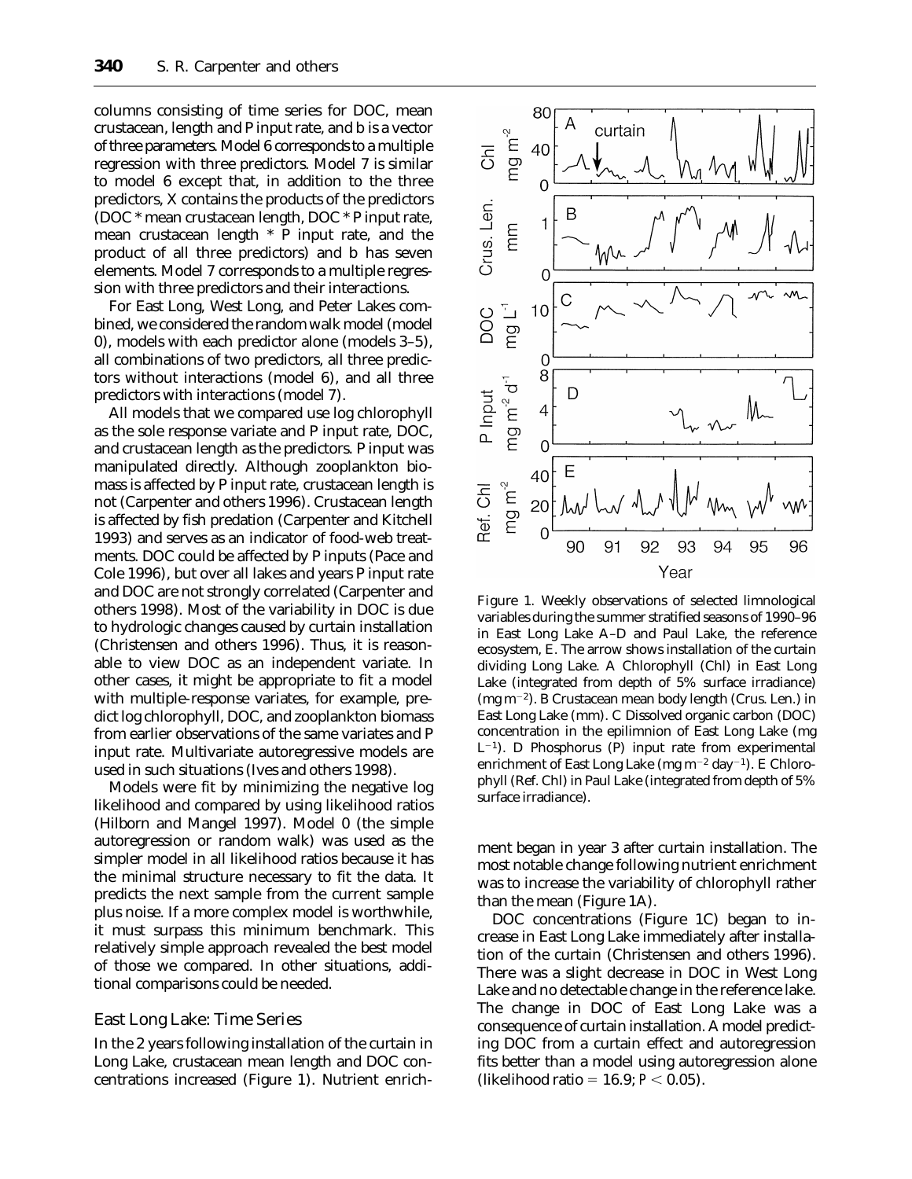columns consisting of time series for DOC, mean crustacean, length and P input rate, and b is a vector of three parameters. Model 6 corresponds to a multiple regression with three predictors. Model 7 is similar to model 6 except that, in addition to the three predictors, X contains the products of the predictors (DOC * mean crustacean length, DOC * P input rate, mean crustacean length * P input rate, and the product of all three predictors) and b has seven elements. Model 7 corresponds to a multiple regression with three predictors and their interactions.

For East Long, West Long, and Peter Lakes combined, we considered the random walk model (model 0), models with each predictor alone (models 3–5), all combinations of two predictors, all three predictors without interactions (model 6), and all three predictors with interactions (model 7).

All models that we compared use log chlorophyll as the sole response variate and P input rate, DOC, and crustacean length as the predictors. P input was manipulated directly. Although zooplankton biomass is affected by P input rate, crustacean length is not (Carpenter and others 1996). Crustacean length is affected by fish predation (Carpenter and Kitchell 1993) and serves as an indicator of food-web treatments. DOC could be affected by P inputs (Pace and Cole 1996), but over all lakes and years P input rate and DOC are not strongly correlated (Carpenter and others 1998). Most of the variability in DOC is due to hydrologic changes caused by curtain installation (Christensen and others 1996). Thus, it is reasonable to view DOC as an independent variate. In other cases, it might be appropriate to fit a model with multiple-response variates, for example, predict log chlorophyll, DOC, and zooplankton biomass from earlier observations of the same variates and P input rate. Multivariate autoregressive models are used in such situations (Ives and others 1998).

Models were fit by minimizing the negative log likelihood and compared by using likelihood ratios (Hilborn and Mangel 1997). Model 0 (the simple autoregression or random walk) was used as the simpler model in all likelihood ratios because it has the minimal structure necessary to fit the data. It predicts the next sample from the current sample plus noise. If a more complex model is worthwhile, it must surpass this minimum benchmark. This relatively simple approach revealed the best model of those we compared. In other situations, additional comparisons could be needed.

## East Long Lake: Time Series

In the 2 years following installation of the curtain in Long Lake, crustacean mean length and DOC concentrations increased (Figure 1). Nutrient enrichment began in year 3 after curtain installation. The most notable change following nutrient enrichment was to increase the variability of chlorophyll rather than the mean (Figure 1A).

Figure 1. Weekly observations of selected limnological variables during the summer stratified seasons of 1990–96 in East Long Lake A–D and Paul Lake, the reference ecosystem, E. The arrow shows installation of the curtain dividing Long Lake. A Chlorophyll (Chl) in East Long Lake (integrated from depth of 5% surface irradiance) (mg $m^{-2}$). B Crustacean mean body length (Crus. Len.) in East Long Lake (mm). C Dissolved organic carbon (DOC) concentration in the epilimnion of East Long Lake (mg $L^{-1}$). D Phosphorus (P) input rate from experimental enrichment of East Long Lake (mg $m^{-2}$ $day^{-1}$). E Chlorophyll (Ref. Chl) in Paul Lake (integrated from depth of 5% surface irradiance).

DOC concentrations (Figure 1C) began to increase in East Long Lake immediately after installation of the curtain (Christensen and others 1996). There was a slight decrease in DOC in West Long Lake and no detectable change in the reference lake. The change in DOC of East Long Lake was a consequence of curtain installation. A model predicting DOC from a curtain effect and autoregression fits better than a model using autoregression alone (likelihood ratio = 16.9; $P < 0.05$).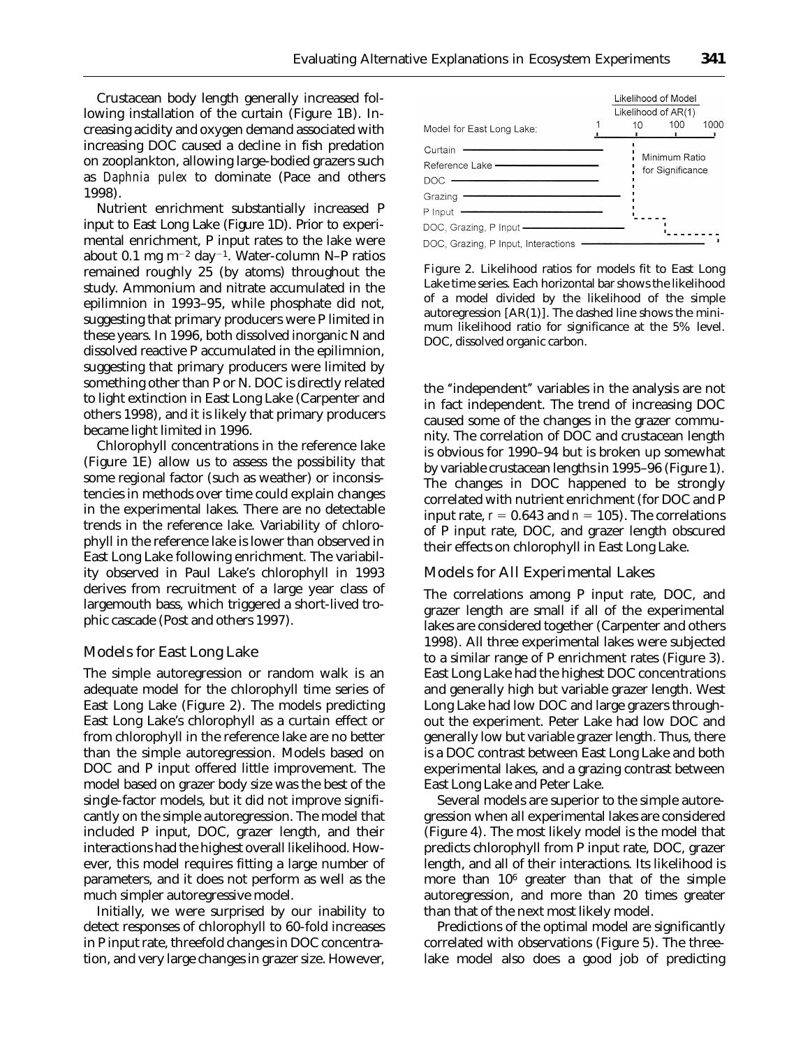Crustacean body length generally increased following installation of the curtain (Figure 1B). Increasing acidity and oxygen demand associated with increasing DOC caused a decline in fish predation on zooplankton, allowing large-bodied grazers such as *Daphnia pulex* to dominate (Pace and others 1998).

Nutrient enrichment substantially increased P input to East Long Lake (Figure 1D). Prior to experimental enrichment, P input rates to the lake were about 0.1 mg $m^{-2}$ $day^{-1}$. Water-column N–P ratios remained roughly 25 (by atoms) throughout the study. Ammonium and nitrate accumulated in the epilimnion in 1993–95, while phosphate did not, suggesting that primary producers were P limited in these years. In 1996, both dissolved inorganic N and dissolved reactive P accumulated in the epilimnion, suggesting that primary producers were limited by something other than P or N. DOC is directly related to light extinction in East Long Lake (Carpenter and others 1998), and it is likely that primary producers became light limited in 1996.

Chlorophyll concentrations in the reference lake (Figure 1E) allow us to assess the possibility that some regional factor (such as weather) or inconsistencies in methods over time could explain changes in the experimental lakes. There are no detectable trends in the reference lake. Variability of chlorophyll in the reference lake is lower than observed in East Long Lake following enrichment. The variability observed in Paul Lake's chlorophyll in 1993 derives from recruitment of a large year class of largemouth bass, which triggered a short-lived trophic cascade (Post and others 1997).

## Models for East Long Lake

The simple autoregression or random walk is an adequate model for the chlorophyll time series of East Long Lake (Figure 2). The models predicting East Long Lake's chlorophyll as a curtain effect or from chlorophyll in the reference lake are no better than the simple autoregression. Models based on DOC and P input offered little improvement. The model based on grazer body size was the best of the single-factor models, but it did not improve significantly on the simple autoregression. The model that included P input, DOC, grazer length, and their interactions had the highest overall likelihood. However, this model requires fitting a large number of parameters, and it does not perform as well as the much simpler autoregressive model.

Initially, we were surprised by our inability to detect responses of chlorophyll to 60-fold increases in P input rate, threefold changes in DOC concentration, and very large changes in grazer size. However, the "independent" variables in the analysis are not in fact independent. The trend of increasing DOC caused some of the changes in the grazer community. The correlation of DOC and crustacean length is obvious for 1990–94 but is broken up somewhat by variable crustacean lengths in 1995–96 (Figure 1). The changes in DOC happened to be strongly correlated with nutrient enrichment (for DOC and P input rate, $r = 0.643$ and $n = 105$). The correlations of P input rate, DOC, and grazer length obscured their effects on chlorophyll in East Long Lake.

Figure 2. Likelihood ratios for models fit to East Long Lake time series. Each horizontal bar shows the likelihood of a model divided by the likelihood of the simple autoregression [AR(1)]. The dashed line shows the minimum likelihood ratio for significance at the 5% level. DOC, dissolved organic carbon.

## Models for All Experimental Lakes

The correlations among P input rate, DOC, and grazer length are small if all of the experimental lakes are considered together (Carpenter and others 1998). All three experimental lakes were subjected to a similar range of P enrichment rates (Figure 3). East Long Lake had the highest DOC concentrations and generally high but variable grazer length. West Long Lake had low DOC and large grazers throughout the experiment. Peter Lake had low DOC and generally low but variable grazer length. Thus, there is a DOC contrast between East Long Lake and both experimental lakes, and a grazing contrast between East Long Lake and Peter Lake.

Several models are superior to the simple autoregression when all experimental lakes are considered (Figure 4). The most likely model is the model that predicts chlorophyll from P input rate, DOC, grazer length, and all of their interactions. Its likelihood is more than $10^6$ greater than that of the simple autoregression, and more than 20 times greater than that of the next most likely model.

Predictions of the optimal model are significantly correlated with observations (Figure 5). The three-lake model also does a good job of predicting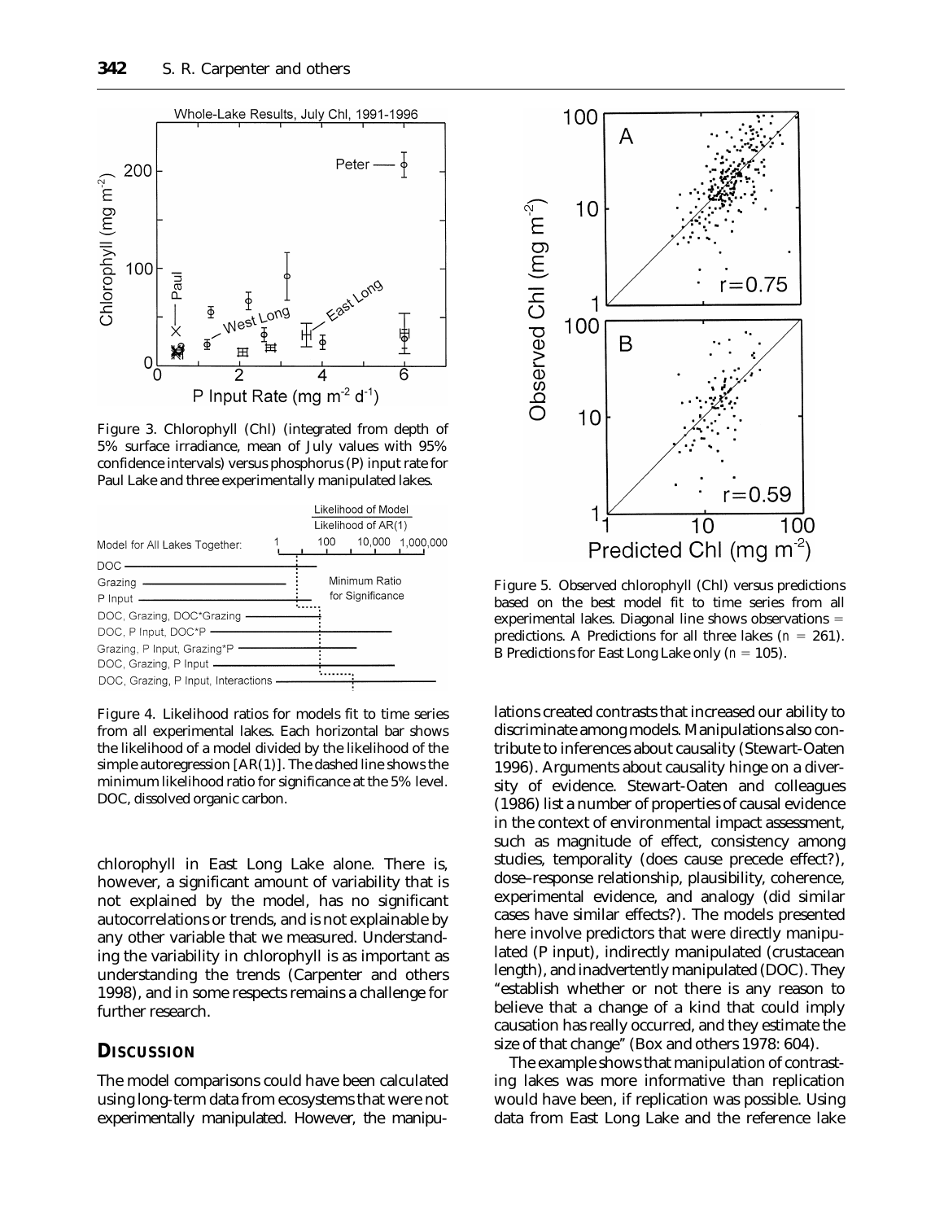Figure 3. Chlorophyll (Chl) (integrated from depth of 5% surface irradiance, mean of July values with 95% confidence intervals) versus phosphorus (P) input rate for Paul Lake and three experimentally manipulated lakes.

Figure 4. Likelihood ratios for models fit to time series from all experimental lakes. Each horizontal bar shows the likelihood of a model divided by the likelihood of the simple autoregression [AR(1)]. The dashed line shows the minimum likelihood ratio for significance at the 5% level. DOC, dissolved organic carbon.

chlorophyll in East Long Lake alone. There is, however, a significant amount of variability that is not explained by the model, has no significant autocorrelations or trends, and is not explainable by any other variable that we measured. Understanding the variability in chlorophyll is as important as understanding the trends (Carpenter and others 1998), and in some respects remains a challenge for further research.

## DISCUSSION

The model comparisons could have been calculated using long-term data from ecosystems that were not experimentally manipulated. However, the manipulations created contrasts that increased our ability to discriminate among models. Manipulations also contribute to inferences about causality (Stewart-Oaten 1996). Arguments about causality hinge on a diversity of evidence. Stewart-Oaten and colleagues (1986) list a number of properties of causal evidence in the context of environmental impact assessment, such as magnitude of effect, consistency among studies, temporality (does cause precede effect?), dose–response relationship, plausibility, coherence, experimental evidence, and analogy (did similar cases have similar effects?). The models presented here involve predictors that were directly manipulated (P input), indirectly manipulated (crustacean length), and inadvertently manipulated (DOC). They "establish whether or not there is any reason to believe that a change of a kind that could imply causation has really occurred, and they estimate the size of that change" (Box and others 1978: 604).

The example shows that manipulation of contrasting lakes was more informative than replication would have been, if replication was possible. Using data from East Long Lake and the reference lake

Figure 5. Observed chlorophyll (Chl) versus predictions based on the best model fit to time series from all experimental lakes. Diagonal line shows observations = predictions. A Predictions for all three lakes ($n = 261$). B Predictions for East Long Lake only ($n = 105$).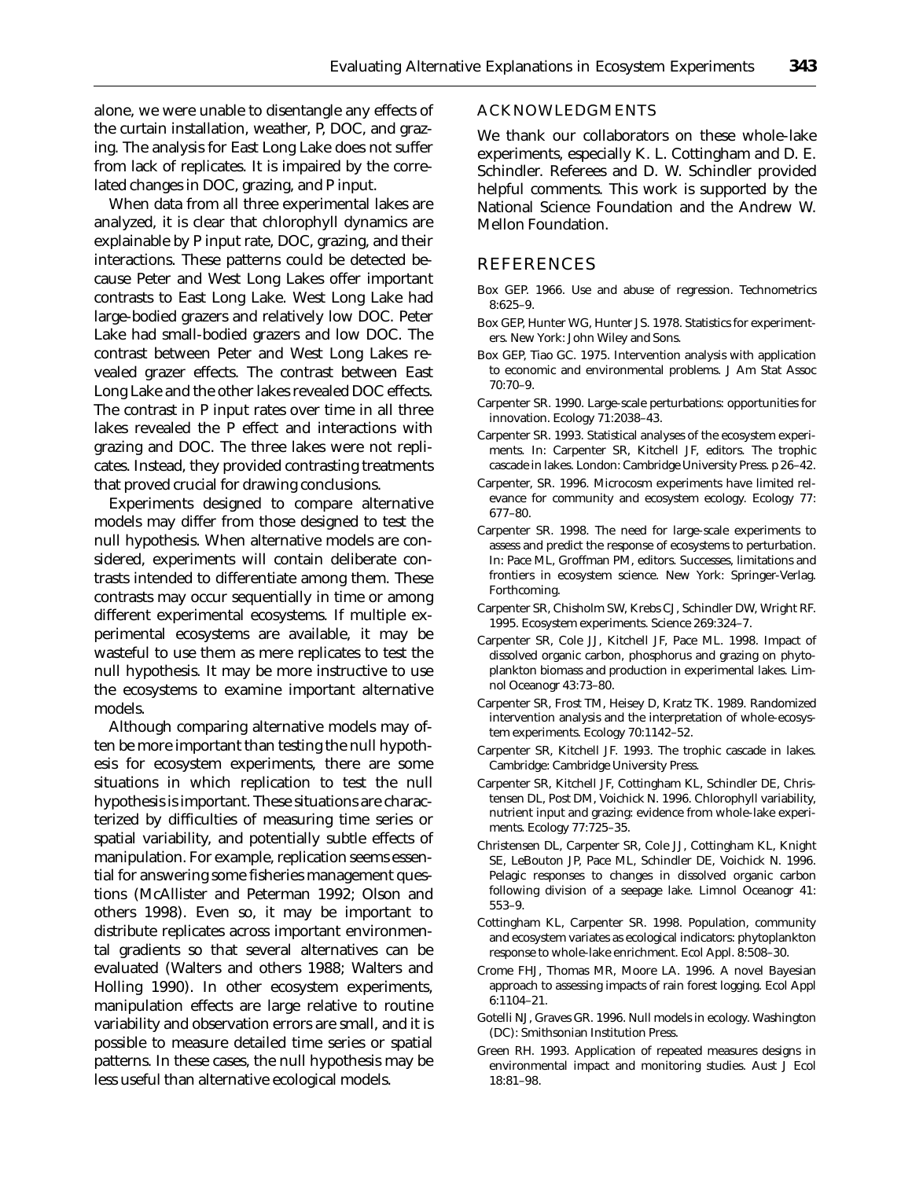alone, we were unable to disentangle any effects of the curtain installation, weather, P, DOC, and grazing. The analysis for East Long Lake does not suffer from lack of replicates. It is impaired by the correlated changes in DOC, grazing, and P input.

When data from all three experimental lakes are analyzed, it is clear that chlorophyll dynamics are explainable by P input rate, DOC, grazing, and their interactions. These patterns could be detected because Peter and West Long Lakes offer important contrasts to East Long Lake. West Long Lake had large-bodied grazers and relatively low DOC. Peter Lake had small-bodied grazers and low DOC. The contrast between Peter and West Long Lakes revealed grazer effects. The contrast between East Long Lake and the other lakes revealed DOC effects. The contrast in P input rates over time in all three lakes revealed the P effect and interactions with grazing and DOC. The three lakes were not replicates. Instead, they provided contrasting treatments that proved crucial for drawing conclusions.

Experiments designed to compare alternative models may differ from those designed to test the null hypothesis. When alternative models are considered, experiments will contain deliberate contrasts intended to differentiate among them. These contrasts may occur sequentially in time or among different experimental ecosystems. If multiple experimental ecosystems are available, it may be wasteful to use them as mere replicates to test the null hypothesis. It may be more instructive to use the ecosystems to examine important alternative models.

Although comparing alternative models may often be more important than testing the null hypothesis for ecosystem experiments, there are some situations in which replication to test the null hypothesis is important. These situations are characterized by difficulties of measuring time series or spatial variability, and potentially subtle effects of manipulation. For example, replication seems essential for answering some fisheries management questions (McAllister and Peterman 1992; Olson and others 1998). Even so, it may be important to distribute replicates across important environmental gradients so that several alternatives can be evaluated (Walters and others 1988; Walters and Holling 1990). In other ecosystem experiments, manipulation effects are large relative to routine variability and observation errors are small, and it is possible to measure detailed time series or spatial patterns. In these cases, the null hypothesis may be less useful than alternative ecological models.

## ACKNOWLEDGMENTS

We thank our collaborators on these whole-lake experiments, especially K. L. Cottingham and D. E. Schindler. Referees and D. W. Schindler provided helpful comments. This work is supported by the National Science Foundation and the Andrew W. Mellon Foundation.

## REFERENCES

Box GEP. 1966. Use and abuse of regression. Technometrics 8:625–9.

Box GEP, Hunter WG, Hunter JS. 1978. Statistics for experimenters. New York: John Wiley and Sons.

Box GEP, Tiao GC. 1975. Intervention analysis with application to economic and environmental problems. J Am Stat Assoc 70:70–9.

Carpenter SR. 1990. Large-scale perturbations: opportunities for innovation. Ecology 71:2038–43.

Carpenter SR. 1993. Statistical analyses of the ecosystem experiments. In: Carpenter SR, Kitchell JF, editors. The trophic cascade in lakes. London: Cambridge University Press. p 26–42.

Carpenter, SR. 1996. Microcosm experiments have limited relevance for community and ecosystem ecology. Ecology 77: 677–80.

Carpenter SR. 1998. The need for large-scale experiments to assess and predict the response of ecosystems to perturbation. In: Pace ML, Groffman PM, editors. Successes, limitations and frontiers in ecosystem science. New York: Springer-Verlag. Forthcoming.

Carpenter SR, Chisholm SW, Krebs CJ, Schindler DW, Wright RF. 1995. Ecosystem experiments. Science 269:324–7.

Carpenter SR, Cole JJ, Kitchell JF, Pace ML. 1998. Impact of dissolved organic carbon, phosphorus and grazing on phytoplankton biomass and production in experimental lakes. Limnol Oceanogr 43:73–80.

Carpenter SR, Frost TM, Heisey D, Kratz TK. 1989. Randomized intervention analysis and the interpretation of whole-ecosystem experiments. Ecology 70:1142–52.

Carpenter SR, Kitchell JF. 1993. The trophic cascade in lakes. Cambridge: Cambridge University Press.

Carpenter SR, Kitchell JF, Cottingham KL, Schindler DE, Christensen DL, Post DM, Voichick N. 1996. Chlorophyll variability, nutrient input and grazing: evidence from whole-lake experiments. Ecology 77:725–35.

Christensen DL, Carpenter SR, Cole JJ, Cottingham KL, Knight SE, LeBouton JP, Pace ML, Schindler DE, Voichick N. 1996. Pelagic responses to changes in dissolved organic carbon following division of a seepage lake. Limnol Oceanogr 41: 553–9.

Cottingham KL, Carpenter SR. 1998. Population, community and ecosystem variates as ecological indicators: phytoplankton response to whole-lake enrichment. Ecol Appl. 8:508–30.

Crome FHJ, Thomas MR, Moore LA. 1996. A novel Bayesian approach to assessing impacts of rain forest logging. Ecol Appl 6:1104–21.

Gotelli NJ, Graves GR. 1996. Null models in ecology. Washington (DC): Smithsonian Institution Press.

Green RH. 1993. Application of repeated measures designs in environmental impact and monitoring studies. Aust J Ecol 18:81–98.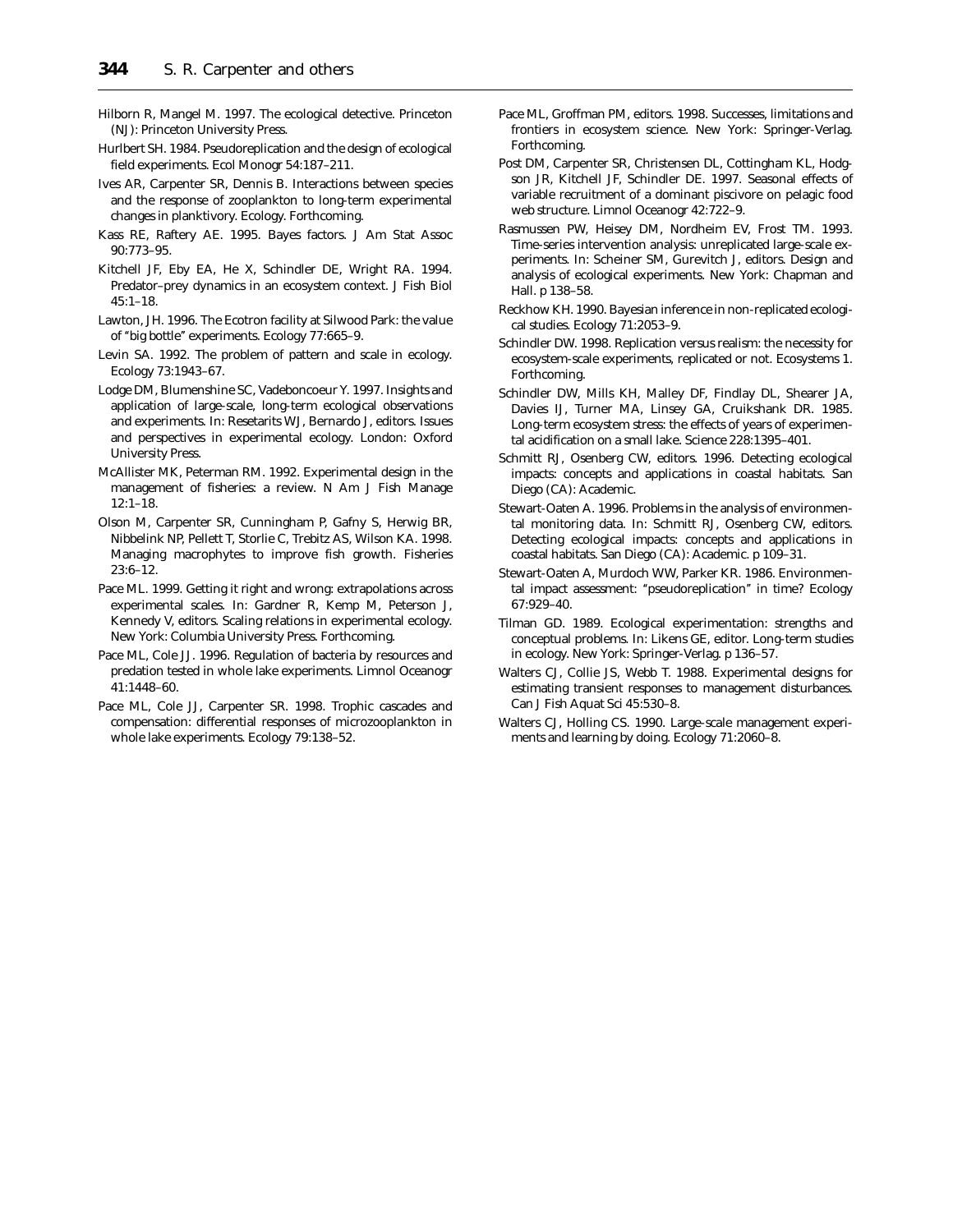Hilborn R, Mangel M. 1997. The ecological detective. Princeton (NJ): Princeton University Press.

Hurlbert SH. 1984. Pseudoreplication and the design of ecological field experiments. Ecol Monogr 54:187–211.

Ives AR, Carpenter SR, Dennis B. Interactions between species and the response of zooplankton to long-term experimental changes in planktivory. Ecology. Forthcoming.

Kass RE, Raftery AE. 1995. Bayes factors. J Am Stat Assoc 90:773–95.

Kitchell JF, Eby EA, He X, Schindler DE, Wright RA. 1994. Predator–prey dynamics in an ecosystem context. J Fish Biol 45:1–18.

Lawton, JH. 1996. The Ecotron facility at Silwood Park: the value of "big bottle" experiments. Ecology 77:665–9.

Levin SA. 1992. The problem of pattern and scale in ecology. Ecology 73:1943–67.

Lodge DM, Blumenshine SC, Vadeboncoeur Y. 1997. Insights and application of large-scale, long-term ecological observations and experiments. In: Resetarits WJ, Bernardo J, editors. Issues and perspectives in experimental ecology. London: Oxford University Press.

McAllister MK, Peterman RM. 1992. Experimental design in the management of fisheries: a review. N Am J Fish Manage 12:1–18.

Olson M, Carpenter SR, Cunningham P, Gafny S, Herwig BR, Nibbelink NP, Pellett T, Storlie C, Trebitz AS, Wilson KA. 1998. Managing macrophytes to improve fish growth. Fisheries 23:6–12.

Pace ML. 1999. Getting it right and wrong: extrapolations across experimental scales. In: Gardner R, Kemp M, Peterson J, Kennedy V, editors. Scaling relations in experimental ecology. New York: Columbia University Press. Forthcoming.

Pace ML, Cole JJ. 1996. Regulation of bacteria by resources and predation tested in whole lake experiments. Limnol Oceanogr 41:1448–60.

Pace ML, Cole JJ, Carpenter SR. 1998. Trophic cascades and compensation: differential responses of microzooplankton in whole lake experiments. Ecology 79:138–52.

Pace ML, Groffman PM, editors. 1998. Successes, limitations and frontiers in ecosystem science. New York: Springer-Verlag. Forthcoming.

Post DM, Carpenter SR, Christensen DL, Cottingham KL, Hodgson JR, Kitchell JF, Schindler DE. 1997. Seasonal effects of variable recruitment of a dominant piscivore on pelagic food web structure. Limnol Oceanogr 42:722–9.

Rasmussen PW, Heisey DM, Nordheim EV, Frost TM. 1993. Time-series intervention analysis: unreplicated large-scale experiments. In: Scheiner SM, Gurevitch J, editors. Design and analysis of ecological experiments. New York: Chapman and Hall. p 138–58.

Reckhow KH. 1990. Bayesian inference in non-replicated ecological studies. Ecology 71:2053–9.

Schindler DW. 1998. Replication versus realism: the necessity for ecosystem-scale experiments, replicated or not. Ecosystems 1. Forthcoming.

Schindler DW, Mills KH, Malley DF, Findlay DL, Shearer JA, Davies IJ, Turner MA, Linsey GA, Cruikshank DR. 1985. Long-term ecosystem stress: the effects of years of experimental acidification on a small lake. Science 228:1395–401.

Schmitt RJ, Osenberg CW, editors. 1996. Detecting ecological impacts: concepts and applications in coastal habitats. San Diego (CA): Academic.

Stewart-Oaten A. 1996. Problems in the analysis of environmental monitoring data. In: Schmitt RJ, Osenberg CW, editors. Detecting ecological impacts: concepts and applications in coastal habitats. San Diego (CA): Academic. p 109–31.

Stewart-Oaten A, Murdoch WW, Parker KR. 1986. Environmental impact assessment: "pseudoreplication" in time? Ecology 67:929–40.

Tilman GD. 1989. Ecological experimentation: strengths and conceptual problems. In: Likens GE, editor. Long-term studies in ecology. New York: Springer-Verlag. p 136–57.

Walters CJ, Collie JS, Webb T. 1988. Experimental designs for estimating transient responses to management disturbances. Can J Fish Aquat Sci 45:530–8.

Walters CJ, Holling CS. 1990. Large-scale management experiments and learning by doing. Ecology 71:2060–8.